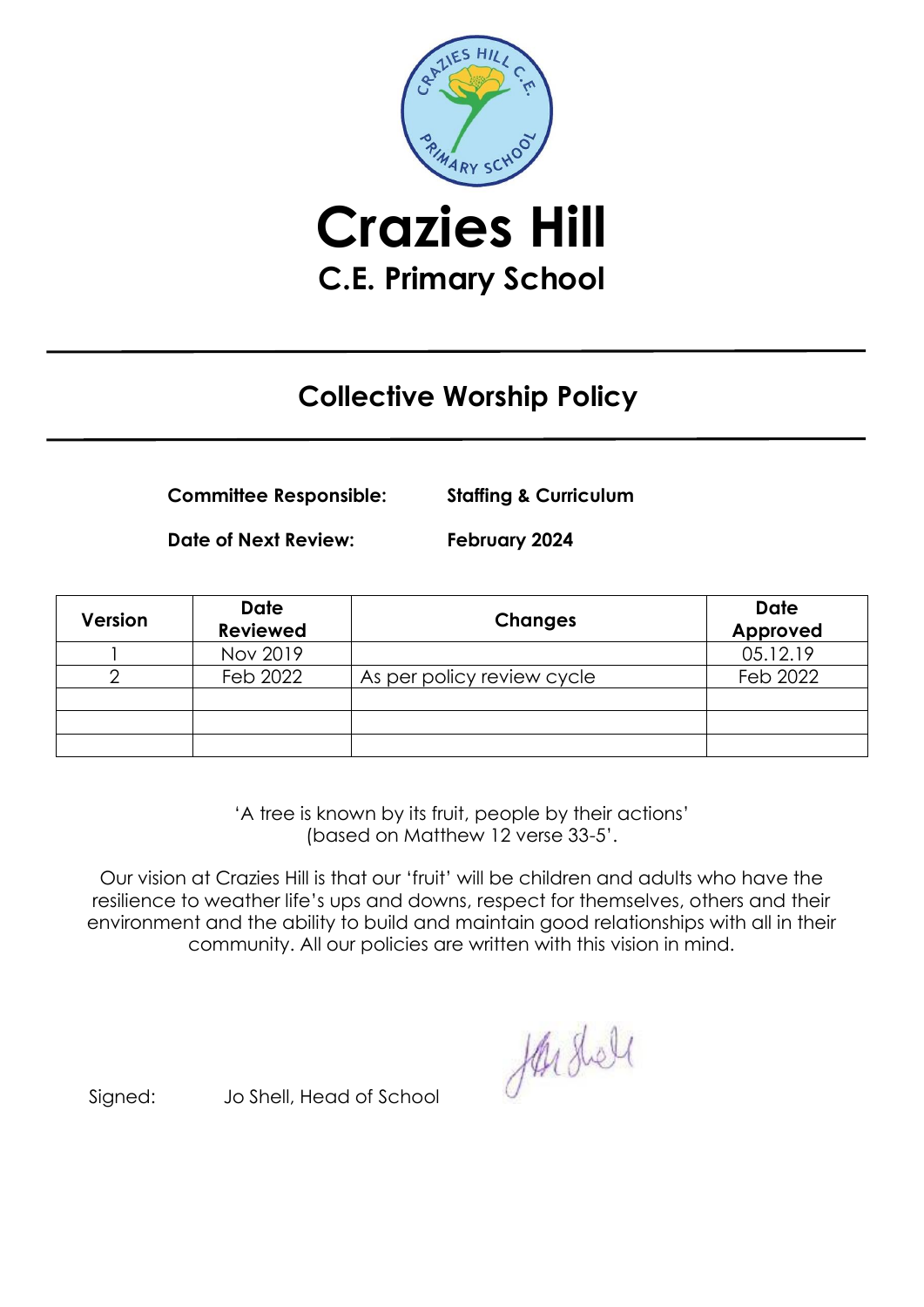# Crazies Hill

## C.E. Primary School

## Collective Worship Policy

**Committee Responsible:** **Staffing & Curriculum**

**Date of Next Review:** **February 2024**

| Version | Date Reviewed | Changes | Date Approved |
|---|---|---|---|
| 1 | Nov 2019 | | 05.12.19 |
| 2 | Feb 2022 | As per policy review cycle | Feb 2022 |
| | | | |
| | | | |
| | | | |

'A tree is known by its fruit, people by their actions'
(based on Matthew 12 verse 33-5'.

Our vision at Crazies Hill is that our 'fruit' will be children and adults who have the resilience to weather life's ups and downs, respect for themselves, others and their environment and the ability to build and maintain good relationships with all in their community. All our policies are written with this vision in mind.

Signed: Jo Shell, Head of School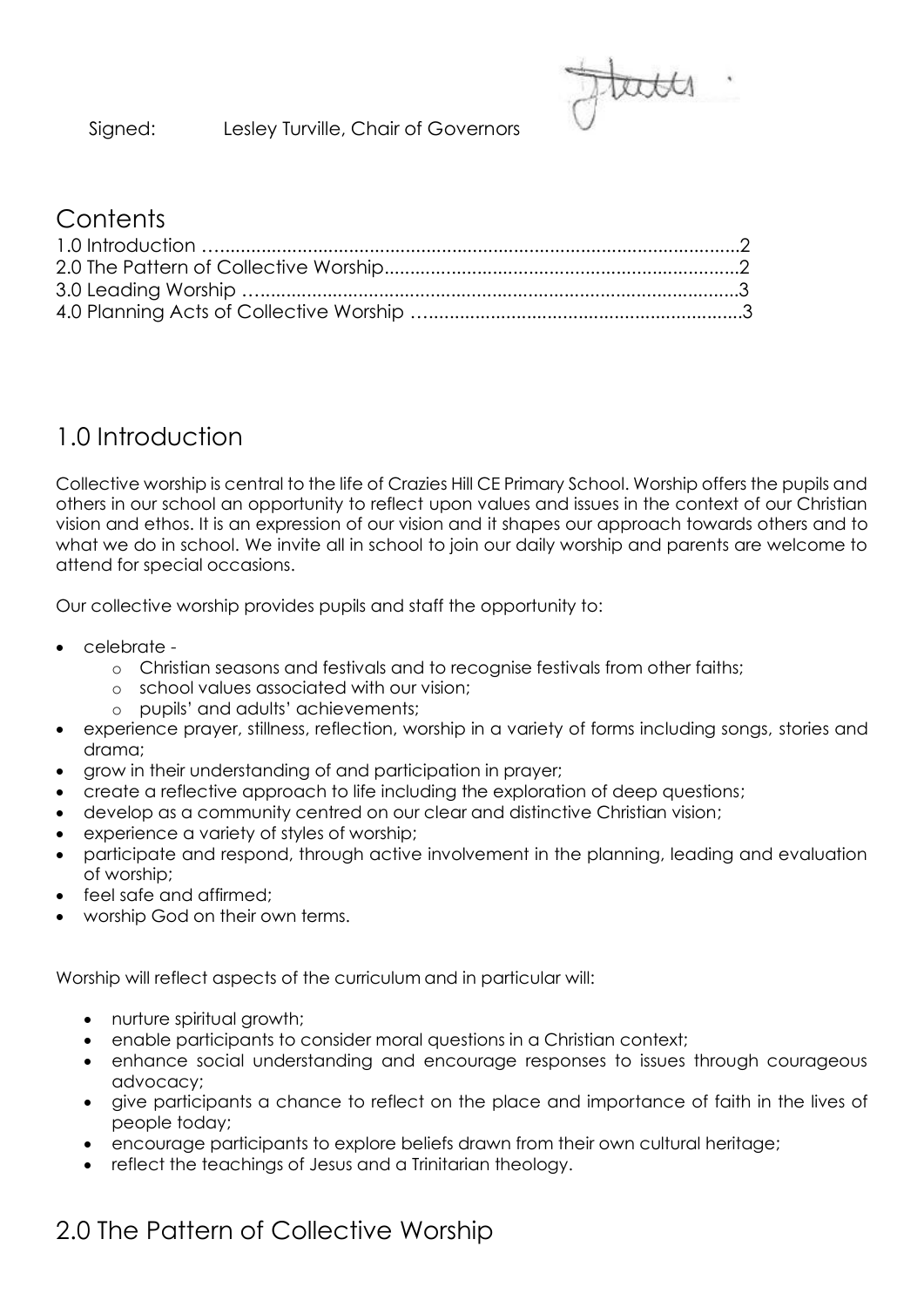Signed: Lesley Turville, Chair of Governors

## Contents

1.0 Introduction ……........................................................................................2
2.0 The Pattern of Collective Worship.....................................................................2
3.0 Leading Worship …..............................................................................................3
4.0 Planning Acts of Collective Worship …...........................................................3

## 1.0 Introduction

Collective worship is central to the life of Crazies Hill CE Primary School. Worship offers the pupils and others in our school an opportunity to reflect upon values and issues in the context of our Christian vision and ethos. It is an expression of our vision and it shapes our approach towards others and to what we do in school. We invite all in school to join our daily worship and parents are welcome to attend for special occasions.

Our collective worship provides pupils and staff the opportunity to:

- celebrate -
  - Christian seasons and festivals and to recognise festivals from other faiths;
  - school values associated with our vision;
  - pupils' and adults' achievements;
- experience prayer, stillness, reflection, worship in a variety of forms including songs, stories and drama;
- grow in their understanding of and participation in prayer;
- create a reflective approach to life including the exploration of deep questions;
- develop as a community centred on our clear and distinctive Christian vision;
- experience a variety of styles of worship;
- participate and respond, through active involvement in the planning, leading and evaluation of worship;
- feel safe and affirmed;
- worship God on their own terms.

Worship will reflect aspects of the curriculum and in particular will:

- nurture spiritual growth;
- enable participants to consider moral questions in a Christian context;
- enhance social understanding and encourage responses to issues through courageous advocacy;
- give participants a chance to reflect on the place and importance of faith in the lives of people today;
- encourage participants to explore beliefs drawn from their own cultural heritage;
- reflect the teachings of Jesus and a Trinitarian theology.

## 2.0 The Pattern of Collective Worship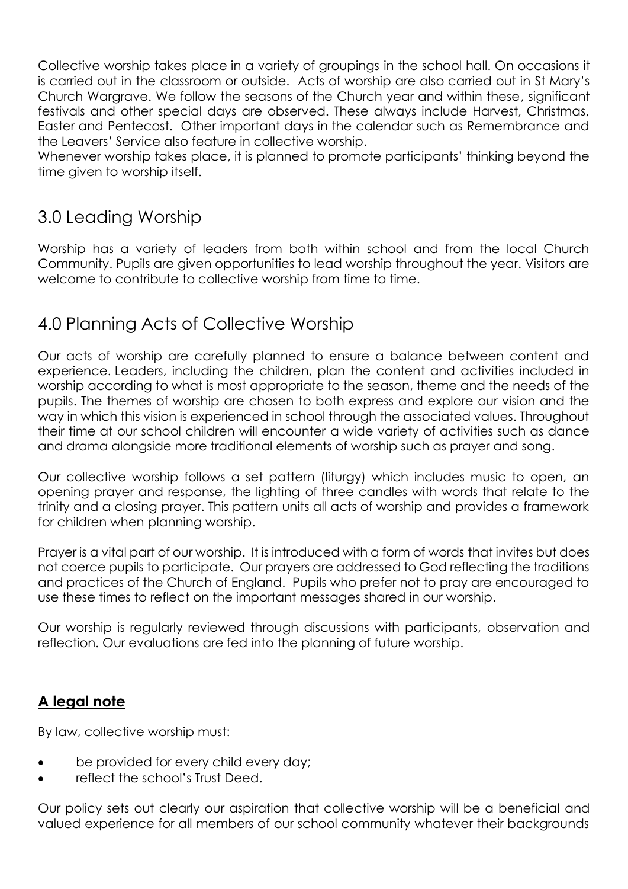Collective worship takes place in a variety of groupings in the school hall. On occasions it is carried out in the classroom or outside. Acts of worship are also carried out in St Mary's Church Wargrave. We follow the seasons of the Church year and within these, significant festivals and other special days are observed. These always include Harvest, Christmas, Easter and Pentecost. Other important days in the calendar such as Remembrance and the Leavers' Service also feature in collective worship.
Whenever worship takes place, it is planned to promote participants' thinking beyond the time given to worship itself.

## 3.0 Leading Worship

Worship has a variety of leaders from both within school and from the local Church Community. Pupils are given opportunities to lead worship throughout the year. Visitors are welcome to contribute to collective worship from time to time.

## 4.0 Planning Acts of Collective Worship

Our acts of worship are carefully planned to ensure a balance between content and experience. Leaders, including the children, plan the content and activities included in worship according to what is most appropriate to the season, theme and the needs of the pupils. The themes of worship are chosen to both express and explore our vision and the way in which this vision is experienced in school through the associated values. Throughout their time at our school children will encounter a wide variety of activities such as dance and drama alongside more traditional elements of worship such as prayer and song.

Our collective worship follows a set pattern (liturgy) which includes music to open, an opening prayer and response, the lighting of three candles with words that relate to the trinity and a closing prayer. This pattern units all acts of worship and provides a framework for children when planning worship.

Prayer is a vital part of our worship. It is introduced with a form of words that invites but does not coerce pupils to participate. Our prayers are addressed to God reflecting the traditions and practices of the Church of England. Pupils who prefer not to pray are encouraged to use these times to reflect on the important messages shared in our worship.

Our worship is regularly reviewed through discussions with participants, observation and reflection. Our evaluations are fed into the planning of future worship.

### **A legal note**

By law, collective worship must:

- be provided for every child every day;
- reflect the school's Trust Deed.

Our policy sets out clearly our aspiration that collective worship will be a beneficial and valued experience for all members of our school community whatever their backgrounds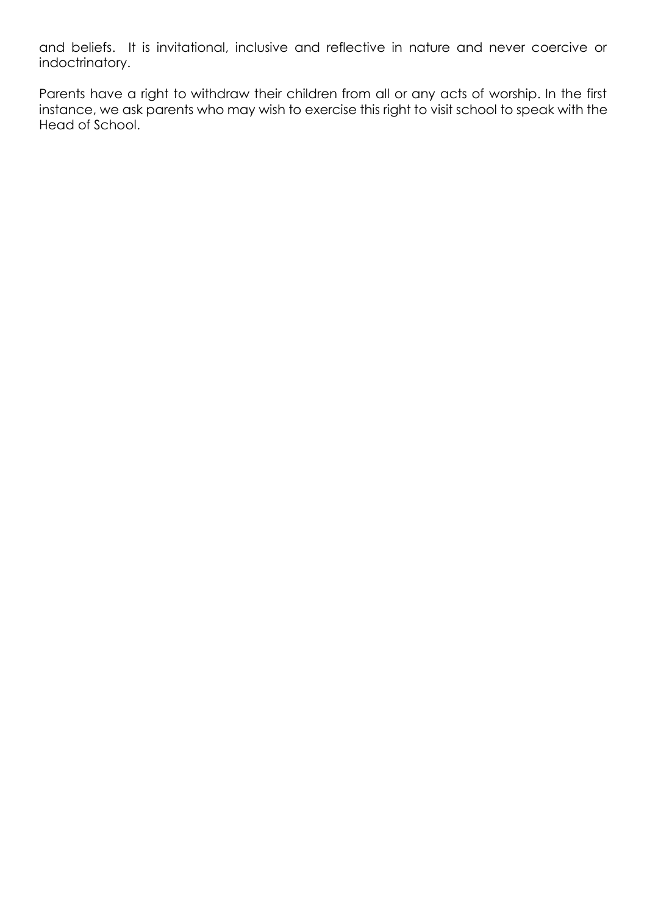and beliefs. It is invitational, inclusive and reflective in nature and never coercive or indoctrinatory.

Parents have a right to withdraw their children from all or any acts of worship. In the first instance, we ask parents who may wish to exercise this right to visit school to speak with the Head of School.